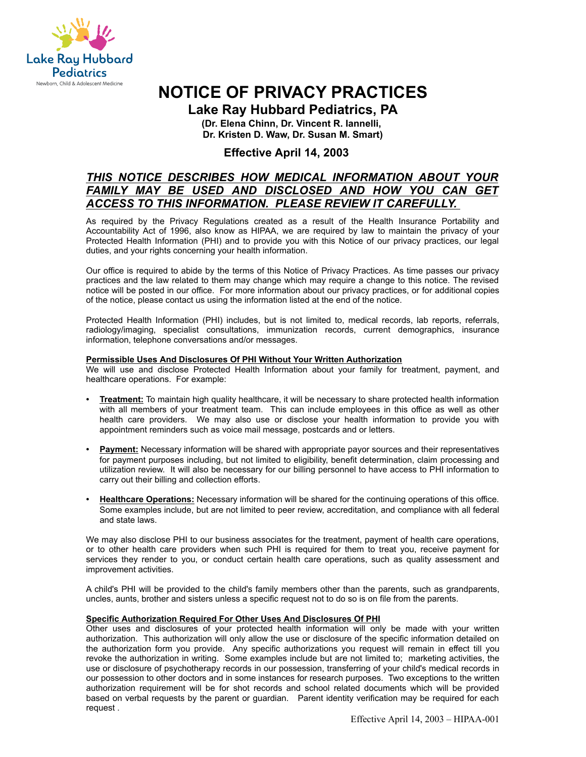Lake Ray Hubbard Pediatrics

Newborn, Child & Adolescent Medicine

# NOTICE OF PRIVACY PRACTICES

## Lake Ray Hubbard Pediatrics, PA

**(Dr. Elena Chinn, Dr. Vincent R. Iannelli, Dr. Kristen D. Waw, Dr. Susan M. Smart)**

### Effective April 14, 2003

***THIS NOTICE DESCRIBES HOW MEDICAL INFORMATION ABOUT YOUR FAMILY MAY BE USED AND DISCLOSED AND HOW YOU CAN GET ACCESS TO THIS INFORMATION. PLEASE REVIEW IT CAREFULLY.***

As required by the Privacy Regulations created as a result of the Health Insurance Portability and Accountability Act of 1996, also know as HIPAA, we are required by law to maintain the privacy of your Protected Health Information (PHI) and to provide you with this Notice of our privacy practices, our legal duties, and your rights concerning your health information.

Our office is required to abide by the terms of this Notice of Privacy Practices. As time passes our privacy practices and the law related to them may change which may require a change to this notice. The revised notice will be posted in our office. For more information about our privacy practices, or for additional copies of the notice, please contact us using the information listed at the end of the notice.

Protected Health Information (PHI) includes, but is not limited to, medical records, lab reports, referrals, radiology/imaging, specialist consultations, immunization records, current demographics, insurance information, telephone conversations and/or messages.

**Permissible Uses And Disclosures Of PHI Without Your Written Authorization**

We will use and disclose Protected Health Information about your family for treatment, payment, and healthcare operations. For example:

- **Treatment:** To maintain high quality healthcare, it will be necessary to share protected health information with all members of your treatment team. This can include employees in this office as well as other health care providers. We may also use or disclose your health information to provide you with appointment reminders such as voice mail message, postcards and or letters.
- **Payment:** Necessary information will be shared with appropriate payor sources and their representatives for payment purposes including, but not limited to eligibility, benefit determination, claim processing and utilization review. It will also be necessary for our billing personnel to have access to PHI information to carry out their billing and collection efforts.
- **Healthcare Operations:** Necessary information will be shared for the continuing operations of this office. Some examples include, but are not limited to peer review, accreditation, and compliance with all federal and state laws.

We may also disclose PHI to our business associates for the treatment, payment of health care operations, or to other health care providers when such PHI is required for them to treat you, receive payment for services they render to you, or conduct certain health care operations, such as quality assessment and improvement activities.

A child's PHI will be provided to the child's family members other than the parents, such as grandparents, uncles, aunts, brother and sisters unless a specific request not to do so is on file from the parents.

**Specific Authorization Required For Other Uses And Disclosures Of PHI**

Other uses and disclosures of your protected health information will only be made with your written authorization. This authorization will only allow the use or disclosure of the specific information detailed on the authorization form you provide. Any specific authorizations you request will remain in effect till you revoke the authorization in writing. Some examples include but are not limited to; marketing activities, the use or disclosure of psychotherapy records in our possession, transferring of your child's medical records in our possession to other doctors and in some instances for research purposes. Two exceptions to the written authorization requirement will be for shot records and school related documents which will be provided based on verbal requests by the parent or guardian. Parent identity verification may be required for each request .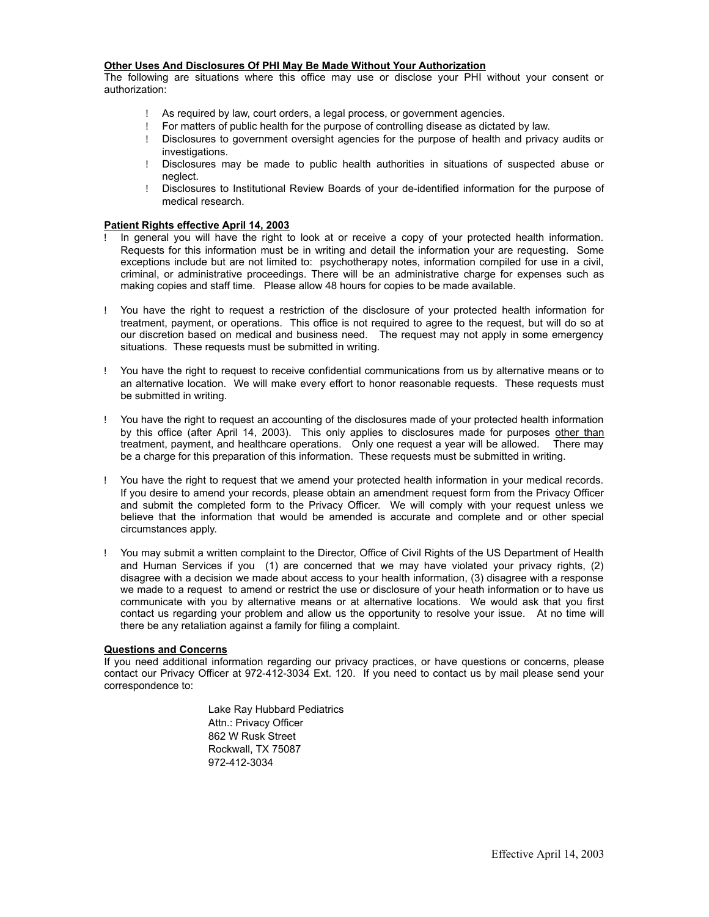**Other Uses And Disclosures Of PHI May Be Made Without Your Authorization**

The following are situations where this office may use or disclose your PHI without your consent or authorization:

- As required by law, court orders, a legal process, or government agencies.
- For matters of public health for the purpose of controlling disease as dictated by law.
- Disclosures to government oversight agencies for the purpose of health and privacy audits or investigations.
- Disclosures may be made to public health authorities in situations of suspected abuse or neglect.
- Disclosures to Institutional Review Boards of your de-identified information for the purpose of medical research.

**Patient Rights effective April 14, 2003**

- In general you will have the right to look at or receive a copy of your protected health information. Requests for this information must be in writing and detail the information your are requesting. Some exceptions include but are not limited to: psychotherapy notes, information compiled for use in a civil, criminal, or administrative proceedings. There will be an administrative charge for expenses such as making copies and staff time. Please allow 48 hours for copies to be made available.

- You have the right to request a restriction of the disclosure of your protected health information for treatment, payment, or operations. This office is not required to agree to the request, but will do so at our discretion based on medical and business need. The request may not apply in some emergency situations. These requests must be submitted in writing.

- You have the right to request to receive confidential communications from us by alternative means or to an alternative location. We will make every effort to honor reasonable requests. These requests must be submitted in writing.

- You have the right to request an accounting of the disclosures made of your protected health information by this office (after April 14, 2003). This only applies to disclosures made for purposes other than treatment, payment, and healthcare operations. Only one request a year will be allowed. There may be a charge for this preparation of this information. These requests must be submitted in writing.

- You have the right to request that we amend your protected health information in your medical records. If you desire to amend your records, please obtain an amendment request form from the Privacy Officer and submit the completed form to the Privacy Officer. We will comply with your request unless we believe that the information that would be amended is accurate and complete and or other special circumstances apply.

- You may submit a written complaint to the Director, Office of Civil Rights of the US Department of Health and Human Services if you (1) are concerned that we may have violated your privacy rights, (2) disagree with a decision we made about access to your health information, (3) disagree with a response we made to a request to amend or restrict the use or disclosure of your heath information or to have us communicate with you by alternative means or at alternative locations. We would ask that you first contact us regarding your problem and allow us the opportunity to resolve your issue. At no time will there be any retaliation against a family for filing a complaint.

**Questions and Concerns**

If you need additional information regarding our privacy practices, or have questions or concerns, please contact our Privacy Officer at 972-412-3034 Ext. 120. If you need to contact us by mail please send your correspondence to:

Lake Ray Hubbard Pediatrics
Attn.: Privacy Officer
862 W Rusk Street
Rockwall, TX 75087
972-412-3034

Effective April 14, 2003